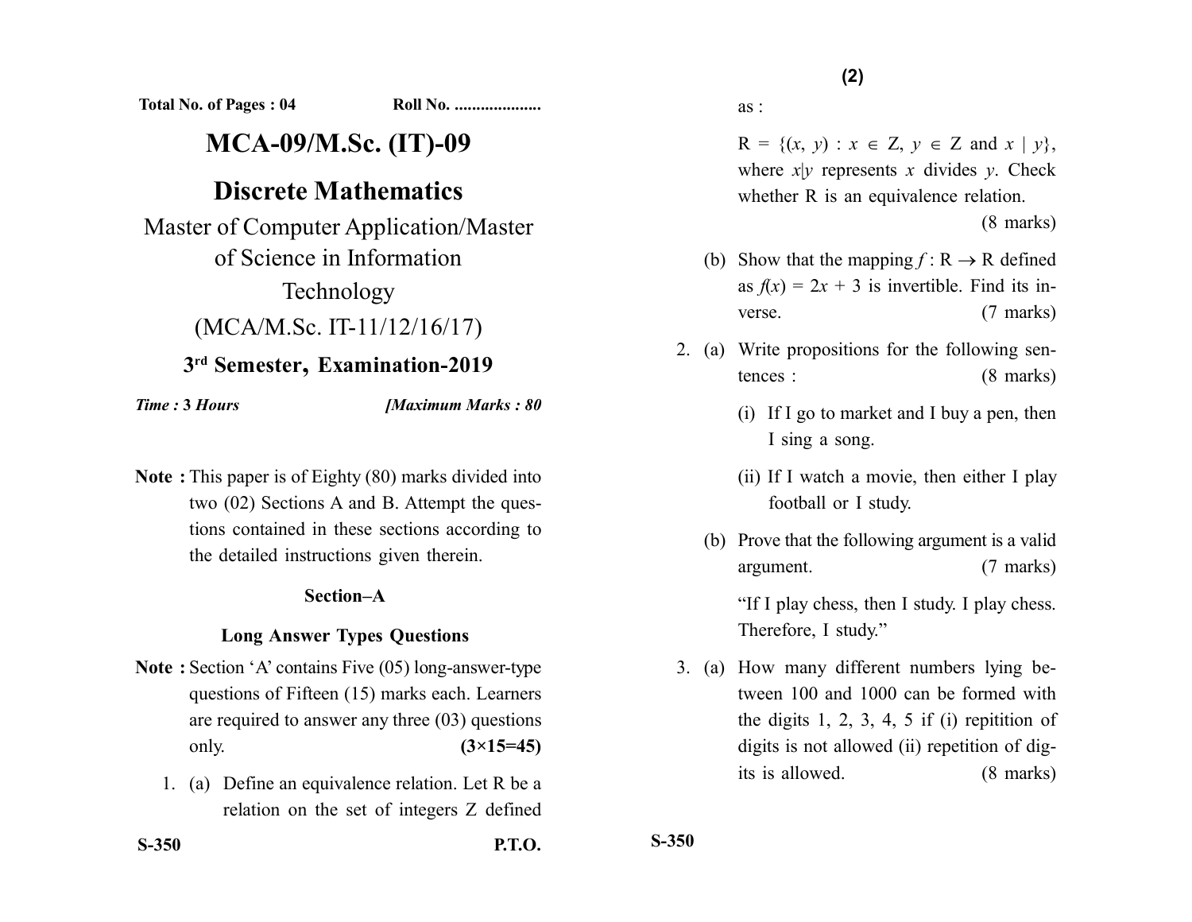Total No. of Pages : 04 Roll No. ....................

# MCA-09/M.Sc. (IT)-09

# Discrete Mathematics

Master of Computer Application/Master of Science in Information Technology

(MCA/M.Sc. IT-11/12/16/17)

**3rd Semester, Examination-2019**

*Time :* **3** *Hours* **[***Maximum Marks :* **80**

**Note :** This paper is of Eighty (80) marks divided into two (02) Sections A and B. Attempt the questions contained in these sections according to the detailed instructions given therein.

### Section–A

### Long Answer Types Questions

**Note :** Section 'A' contains Five (05) long-answer-type questions of Fifteen (15) marks each. Learners are required to answer any three (03) questions only. **(3×15=45)**

1. (a) Define an equivalence relation. Let R be a relation on the set of integers Z defined as :

   $R = \{(x, y) : x \in Z, y \in Z \text{ and } x \mid y\}$, where $x|y$ represents $x$ divides $y$. Check whether R is an equivalence relation. (8 marks)

   (b) Show that the mapping $f : R \rightarrow R$ defined as $f(x) = 2x + 3$ is invertible. Find its inverse. (7 marks)

2. (a) Write propositions for the following sentences : (8 marks)

   (i) If I go to market and I buy a pen, then I sing a song.

   (ii) If I watch a movie, then either I play football or I study.

   (b) Prove that the following argument is a valid argument. (7 marks)

   "If I play chess, then I study. I play chess. Therefore, I study."

3. (a) How many different numbers lying between 100 and 1000 can be formed with the digits 1, 2, 3, 4, 5 if (i) repitition of digits is not allowed (ii) repetition of digits is allowed. (8 marks)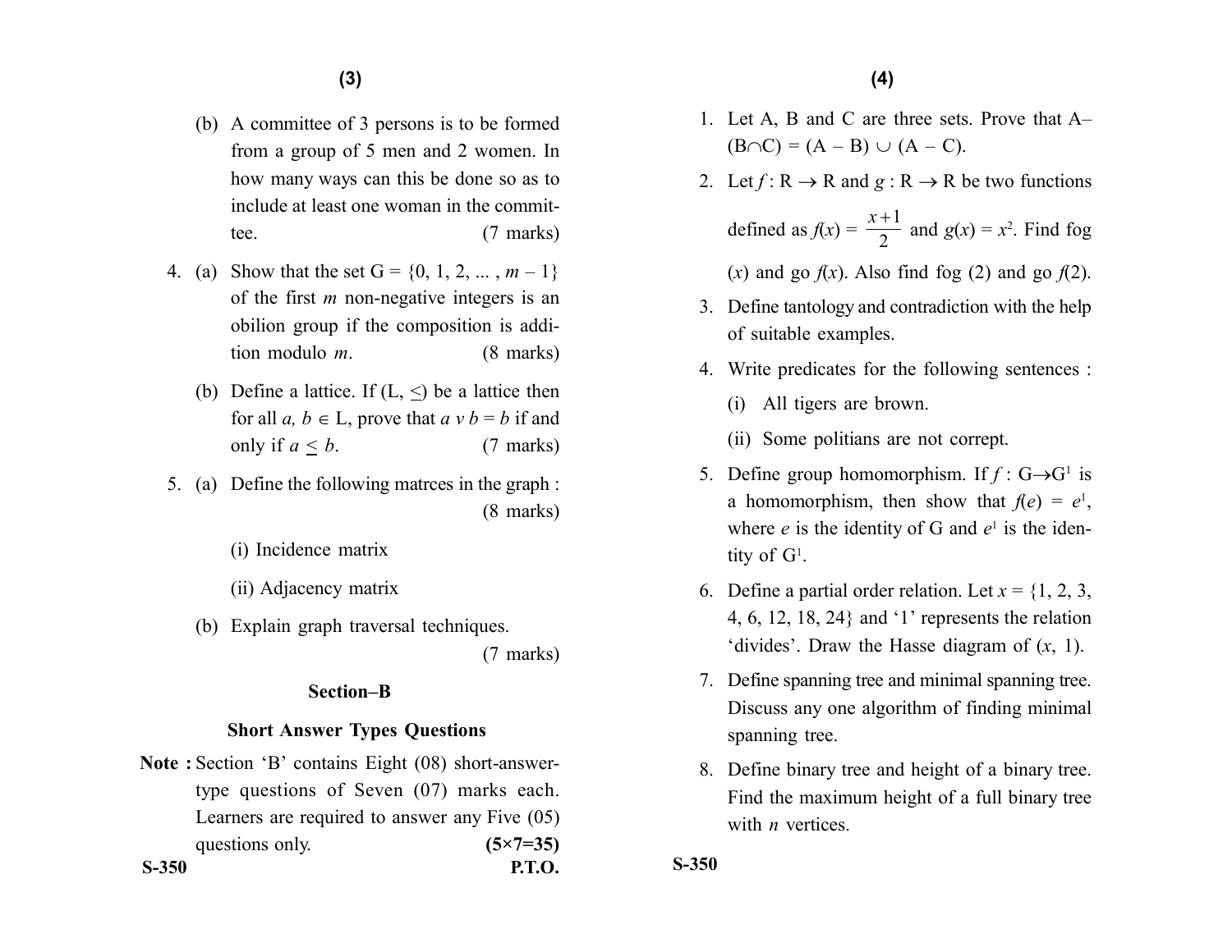(b) A committee of 3 persons is to be formed from a group of 5 men and 2 women. In how many ways can this be done so as to include at least one woman in the committee. (7 marks)

4. (a) Show that the set $G = \{0, 1, 2, ..., m-1\}$ of the first $m$ non-negative integers is an obilion group if the composition is addition modulo $m$. (8 marks)

   (b) Define a lattice. If $(L, \leq)$ be a lattice then for all $a, b \in L$, prove that $a \vee b = b$ if and only if $a \leq b$. (7 marks)

5. (a) Define the following matrces in the graph : (8 marks)

   (i) Incidence matrix

   (ii) Adjacency matrix

   (b) Explain graph traversal techniques. (7 marks)

## Section–B

### Short Answer Types Questions

**Note :** Section 'B' contains Eight (08) short-answer-type questions of Seven (07) marks each. Learners are required to answer any Five (05) questions only. **(5×7=35)**

1. Let A, B and C are three sets. Prove that $A-(B\cap C) = (A-B) \cup (A-C)$.

2. Let $f : R \rightarrow R$ and $g : R \rightarrow R$ be two functions defined as $f(x) = \frac{x+1}{2}$ and $g(x) = x^2$. Find fog $(x)$ and go $f(x)$. Also find fog (2) and go $f(2)$.

3. Define tantology and contradiction with the help of suitable examples.

4. Write predicates for the following sentences :

   (i) All tigers are brown.

   (ii) Some politians are not corrept.

5. Define group homomorphism. If $f : G \rightarrow G^1$ is a homomorphism, then show that $f(e) = e^1$, where $e$ is the identity of G and $e^1$ is the identity of $G^1$.

6. Define a partial order relation. Let $x = \{1, 2, 3, 4, 6, 12, 18, 24\}$ and '1' represents the relation 'divides'. Draw the Hasse diagram of $(x, 1)$.

7. Define spanning tree and minimal spanning tree. Discuss any one algorithm of finding minimal spanning tree.

8. Define binary tree and height of a binary tree. Find the maximum height of a full binary tree with $n$ vertices.